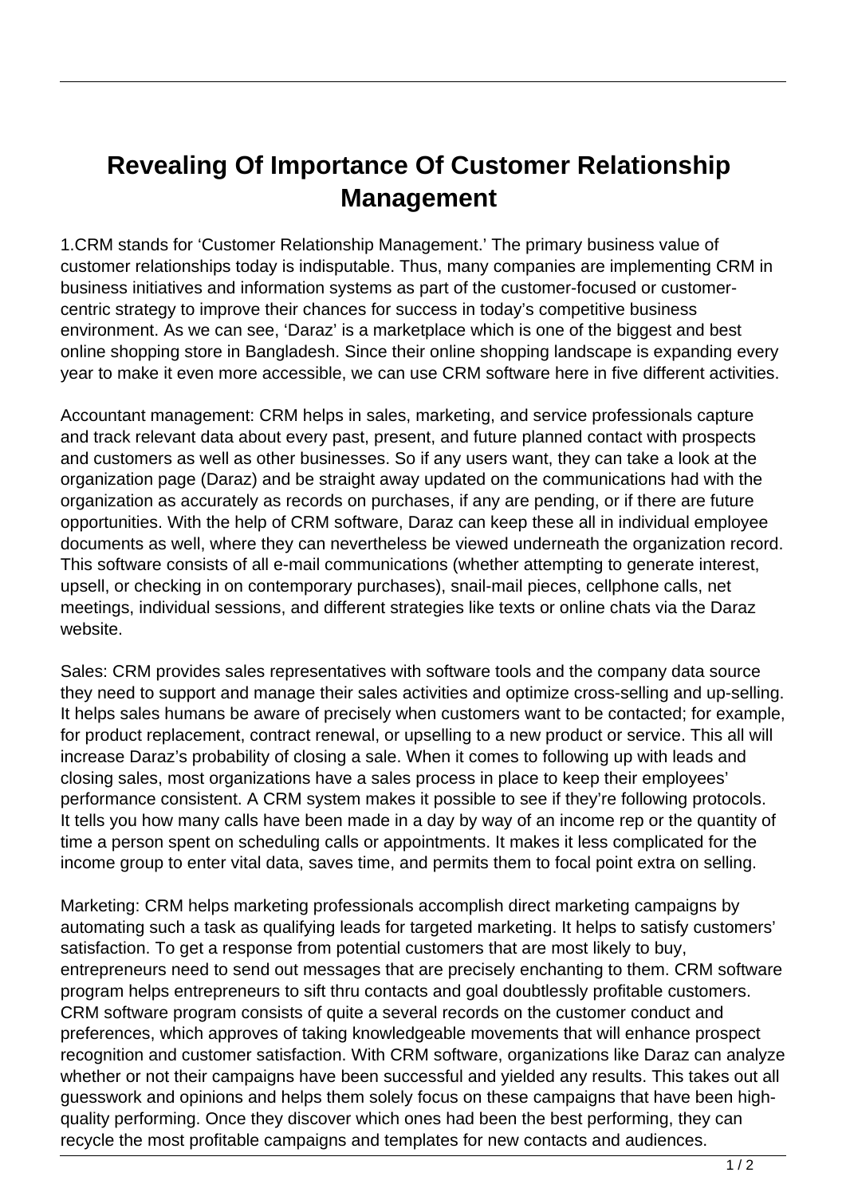# Revealing Of Importance Of Customer Relationship Management

1.CRM stands for 'Customer Relationship Management.' The primary business value of customer relationships today is indisputable. Thus, many companies are implementing CRM in business initiatives and information systems as part of the customer-focused or customer-centric strategy to improve their chances for success in today's competitive business environment. As we can see, 'Daraz' is a marketplace which is one of the biggest and best online shopping store in Bangladesh. Since their online shopping landscape is expanding every year to make it even more accessible, we can use CRM software here in five different activities.

Accountant management: CRM helps in sales, marketing, and service professionals capture and track relevant data about every past, present, and future planned contact with prospects and customers as well as other businesses. So if any users want, they can take a look at the organization page (Daraz) and be straight away updated on the communications had with the organization as accurately as records on purchases, if any are pending, or if there are future opportunities. With the help of CRM software, Daraz can keep these all in individual employee documents as well, where they can nevertheless be viewed underneath the organization record. This software consists of all e-mail communications (whether attempting to generate interest, upsell, or checking in on contemporary purchases), snail-mail pieces, cellphone calls, net meetings, individual sessions, and different strategies like texts or online chats via the Daraz website.

Sales: CRM provides sales representatives with software tools and the company data source they need to support and manage their sales activities and optimize cross-selling and up-selling. It helps sales humans be aware of precisely when customers want to be contacted; for example, for product replacement, contract renewal, or upselling to a new product or service. This all will increase Daraz's probability of closing a sale. When it comes to following up with leads and closing sales, most organizations have a sales process in place to keep their employees' performance consistent. A CRM system makes it possible to see if they're following protocols. It tells you how many calls have been made in a day by way of an income rep or the quantity of time a person spent on scheduling calls or appointments. It makes it less complicated for the income group to enter vital data, saves time, and permits them to focal point extra on selling.

Marketing: CRM helps marketing professionals accomplish direct marketing campaigns by automating such a task as qualifying leads for targeted marketing. It helps to satisfy customers' satisfaction. To get a response from potential customers that are most likely to buy, entrepreneurs need to send out messages that are precisely enchanting to them. CRM software program helps entrepreneurs to sift thru contacts and goal doubtlessly profitable customers. CRM software program consists of quite a several records on the customer conduct and preferences, which approves of taking knowledgeable movements that will enhance prospect recognition and customer satisfaction. With CRM software, organizations like Daraz can analyze whether or not their campaigns have been successful and yielded any results. This takes out all guesswork and opinions and helps them solely focus on these campaigns that have been high-quality performing. Once they discover which ones had been the best performing, they can recycle the most profitable campaigns and templates for new contacts and audiences.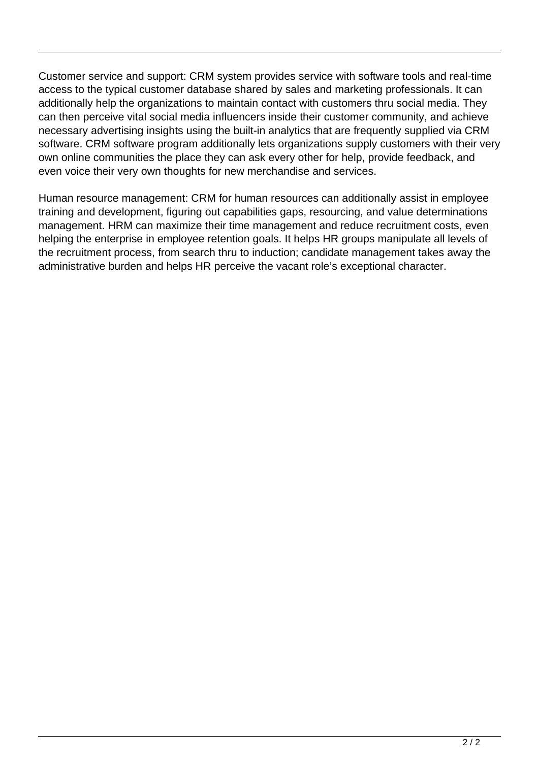Customer service and support: CRM system provides service with software tools and real-time access to the typical customer database shared by sales and marketing professionals. It can additionally help the organizations to maintain contact with customers thru social media. They can then perceive vital social media influencers inside their customer community, and achieve necessary advertising insights using the built-in analytics that are frequently supplied via CRM software. CRM software program additionally lets organizations supply customers with their very own online communities the place they can ask every other for help, provide feedback, and even voice their very own thoughts for new merchandise and services.

Human resource management: CRM for human resources can additionally assist in employee training and development, figuring out capabilities gaps, resourcing, and value determinations management. HRM can maximize their time management and reduce recruitment costs, even helping the enterprise in employee retention goals. It helps HR groups manipulate all levels of the recruitment process, from search thru to induction; candidate management takes away the administrative burden and helps HR perceive the vacant role's exceptional character.